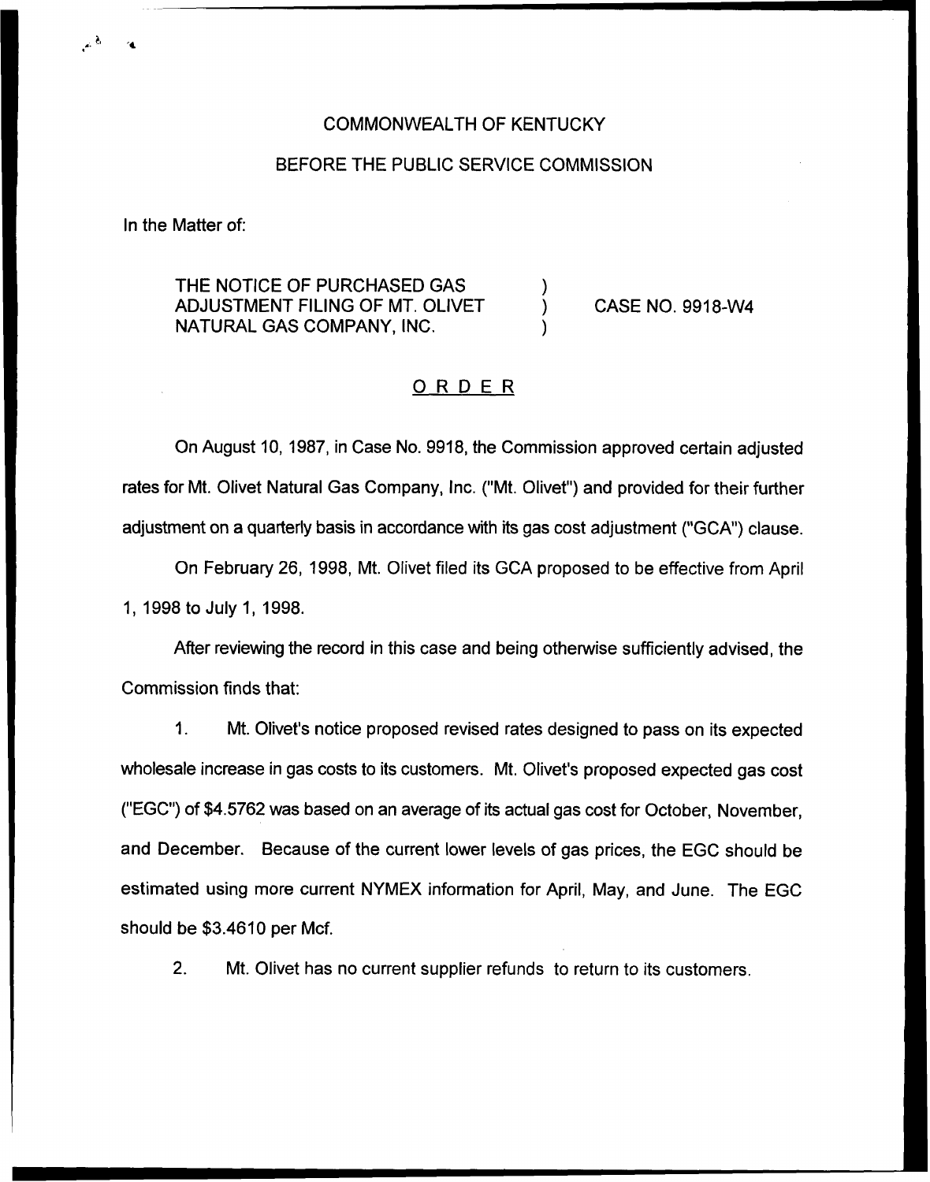COMMONWEALTH OF KENTUCKY

BEFORE THE PUBLIC SERVICE COMMISSION

In the Matter of:

THE NOTICE OF PURCHASED GAS ADJUSTMENT FILING OF MT. OLIVET NATURAL GAS COMPANY, INC. ) CASE NO. 9918-W4

## ORDER

On August 10, 1987, in Case No. 9918, the Commission approved certain adjusted rates for Mt. Olivet Natural Gas Company, Inc. ("Mt. Olivet") and provided for their further adjustment on a quarterly basis in accordance with its gas cost adjustment ("GCA") clause.

On February 26, 1998, Mt. Olivet filed its GCA proposed to be effective from April 1, 1998 to July 1, 1998.

After reviewing the record in this case and being otherwise sufficiently advised, the Commission finds that:

1. Mt. Olivet's notice proposed revised rates designed to pass on its expected wholesale increase in gas costs to its customers. Mt. Olivet's proposed expected gas cost ("EGC") of $4.5762 was based on an average of its actual gas cost for October, November, and December. Because of the current lower levels of gas prices, the EGC should be estimated using more current NYMEX information for April, May, and June. The EGC should be $3.4610 per Mcf.

2. Mt. Olivet has no current supplier refunds to return to its customers.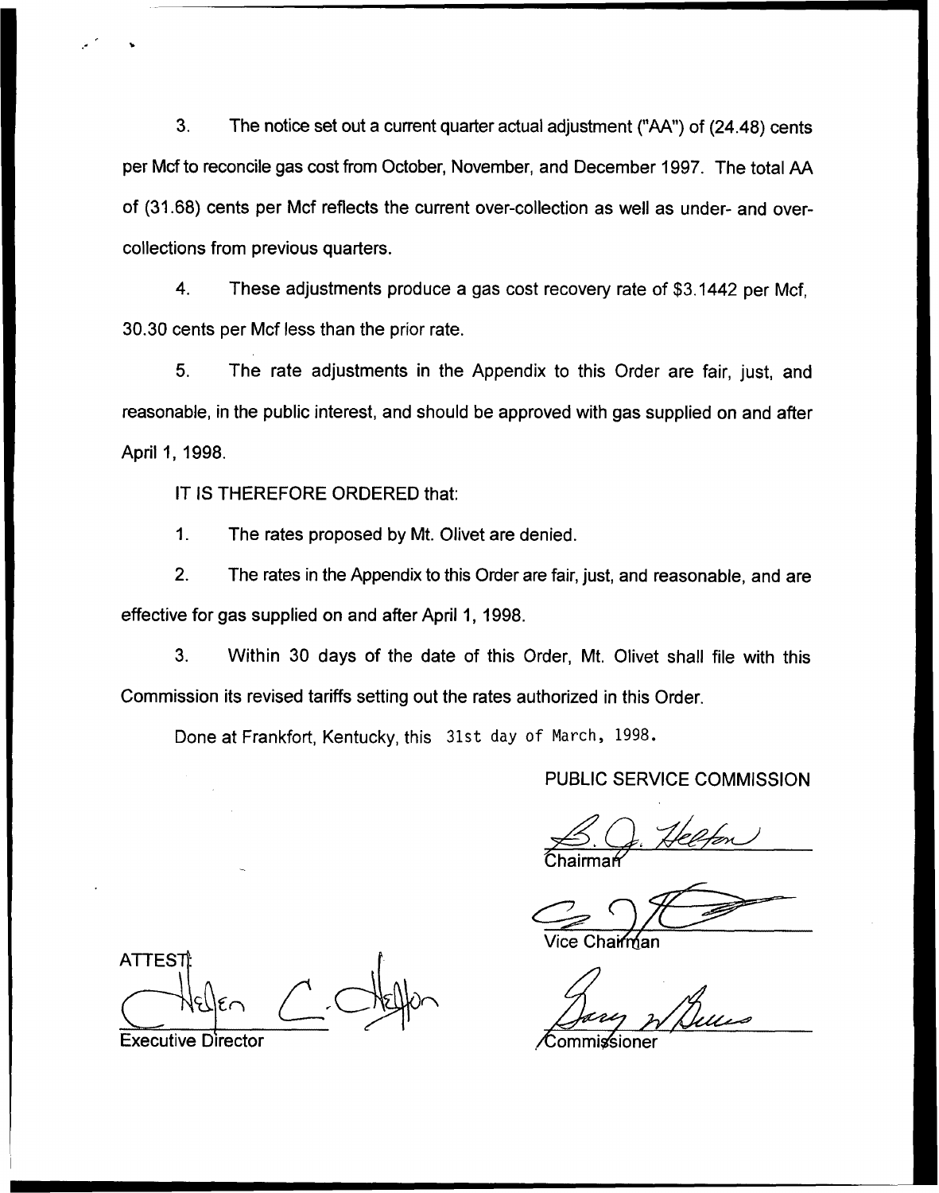3. The notice set out a current quarter actual adjustment ("AA") of (24.48) cents per Mcf to reconcile gas cost from October, November, and December 1997. The total AA of (31.68) cents per Mcf reflects the current over-collection as well as under- and over-collections from previous quarters.

4. These adjustments produce a gas cost recovery rate of $3.1442 per Mcf, 30.30 cents per Mcf less than the prior rate.

5. The rate adjustments in the Appendix to this Order are fair, just, and reasonable, in the public interest, and should be approved with gas supplied on and after April 1, 1998.

IT IS THEREFORE ORDERED that:

1. The rates proposed by Mt. Olivet are denied.

2. The rates in the Appendix to this Order are fair, just, and reasonable, and are effective for gas supplied on and after April 1, 1998.

3. Within 30 days of the date of this Order, Mt. Olivet shall file with this Commission its revised tariffs setting out the rates authorized in this Order.

Done at Frankfort, Kentucky, this 31st day of March, 1998.

PUBLIC SERVICE COMMISSION

Chairman

Vice Chairman

Commissioner

ATTEST:

Executive Director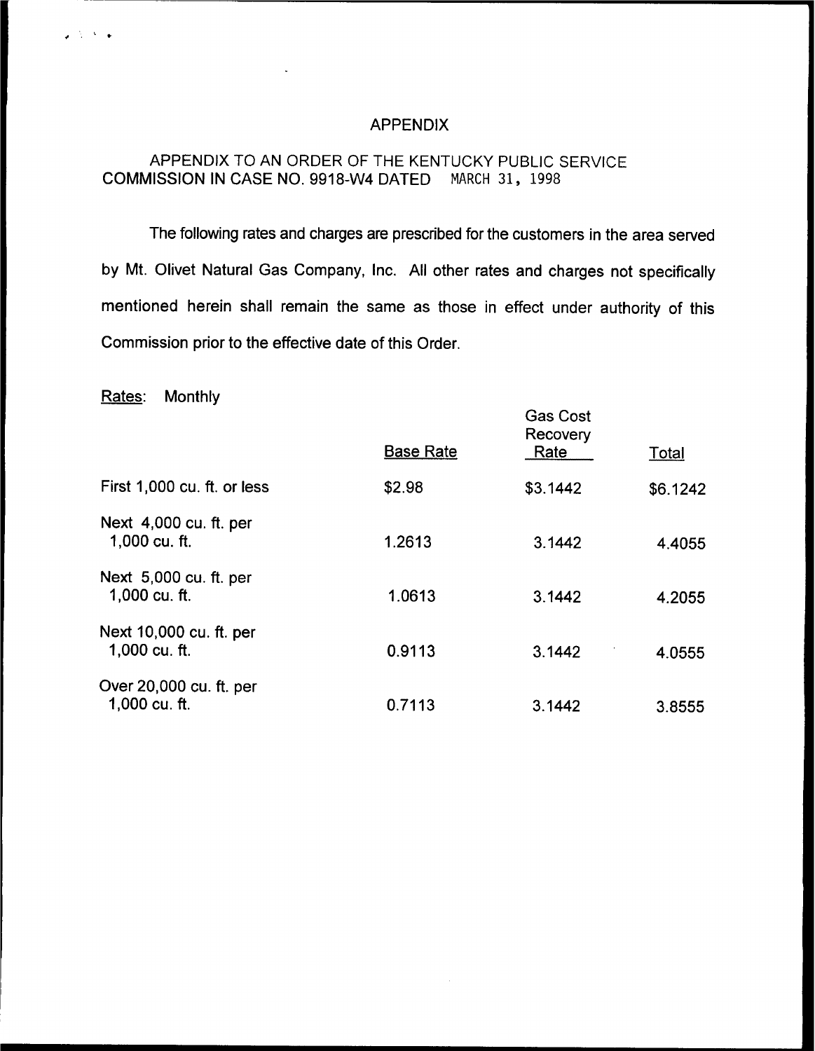# APPENDIX

APPENDIX TO AN ORDER OF THE KENTUCKY PUBLIC SERVICE COMMISSION IN CASE NO. 9918-W4 DATED MARCH 31, 1998

The following rates and charges are prescribed for the customers in the area served by Mt. Olivet Natural Gas Company, Inc. All other rates and charges not specifically mentioned herein shall remain the same as those in effect under authority of this Commission prior to the effective date of this Order.

Rates: Monthly

| | Base Rate | Gas Cost Recovery Rate | Total |
|---|---|---|---|
| First 1,000 cu. ft. or less | $2.98 | $3.1442 | $6.1242 |
| Next 4,000 cu. ft. per 1,000 cu. ft. | 1.2613 | 3.1442 | 4.4055 |
| Next 5,000 cu. ft. per 1,000 cu. ft. | 1.0613 | 3.1442 | 4.2055 |
| Next 10,000 cu. ft. per 1,000 cu. ft. | 0.9113 | 3.1442 | 4.0555 |
| Over 20,000 cu. ft. per 1,000 cu. ft. | 0.7113 | 3.1442 | 3.8555 |